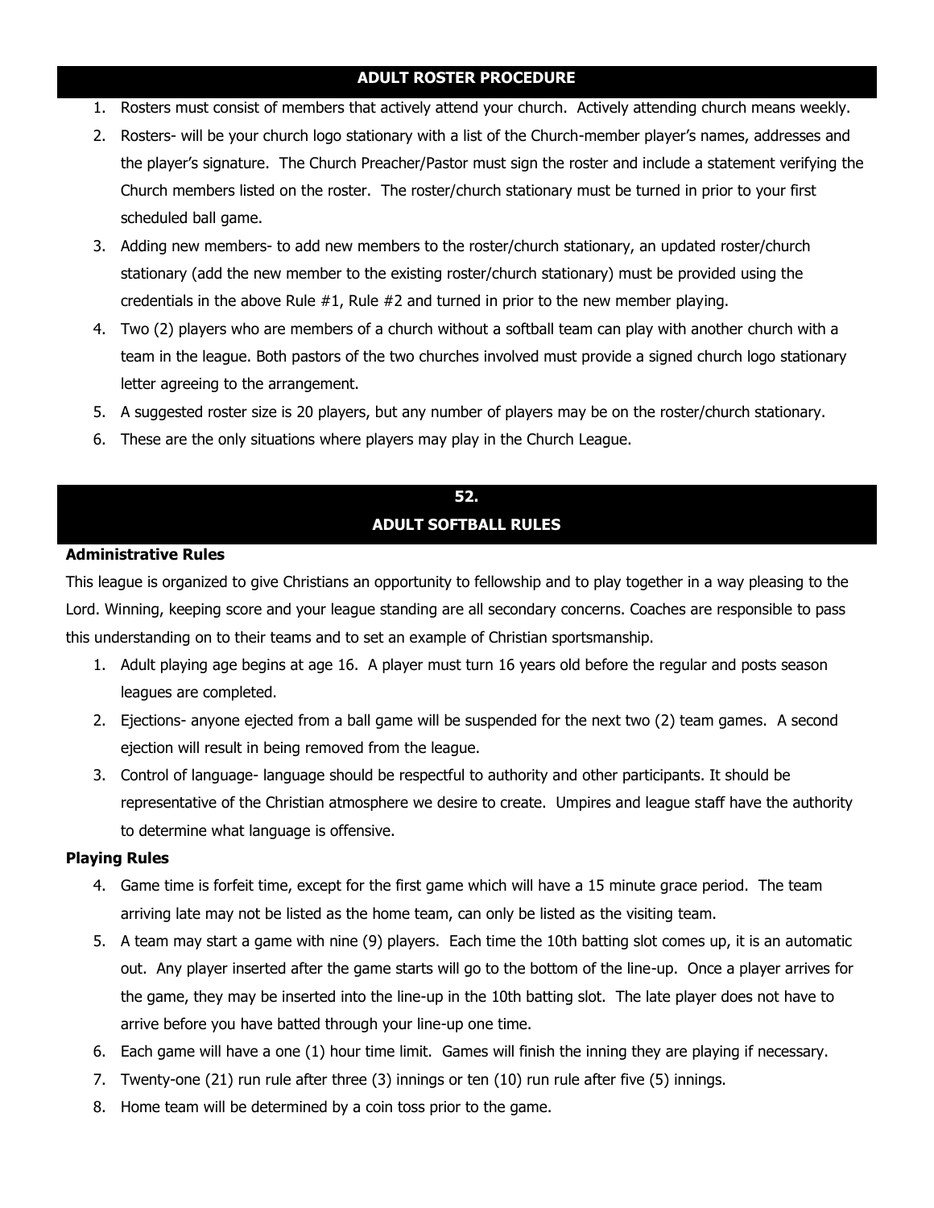## ADULT ROSTER PROCEDURE

1. Rosters must consist of members that actively attend your church. Actively attending church means weekly.
2. Rosters- will be your church logo stationary with a list of the Church-member player's names, addresses and the player's signature. The Church Preacher/Pastor must sign the roster and include a statement verifying the Church members listed on the roster. The roster/church stationary must be turned in prior to your first scheduled ball game.
3. Adding new members- to add new members to the roster/church stationary, an updated roster/church stationary (add the new member to the existing roster/church stationary) must be provided using the credentials in the above Rule #1, Rule #2 and turned in prior to the new member playing.
4. Two (2) players who are members of a church without a softball team can play with another church with a team in the league. Both pastors of the two churches involved must provide a signed church logo stationary letter agreeing to the arrangement.
5. A suggested roster size is 20 players, but any number of players may be on the roster/church stationary.
6. These are the only situations where players may play in the Church League.

## 52. ADULT SOFTBALL RULES

**Administrative Rules**

This league is organized to give Christians an opportunity to fellowship and to play together in a way pleasing to the Lord. Winning, keeping score and your league standing are all secondary concerns. Coaches are responsible to pass this understanding on to their teams and to set an example of Christian sportsmanship.

1. Adult playing age begins at age 16. A player must turn 16 years old before the regular and posts season leagues are completed.
2. Ejections- anyone ejected from a ball game will be suspended for the next two (2) team games. A second ejection will result in being removed from the league.
3. Control of language- language should be respectful to authority and other participants. It should be representative of the Christian atmosphere we desire to create. Umpires and league staff have the authority to determine what language is offensive.

**Playing Rules**

4. Game time is forfeit time, except for the first game which will have a 15 minute grace period. The team arriving late may not be listed as the home team, can only be listed as the visiting team.
5. A team may start a game with nine (9) players. Each time the 10th batting slot comes up, it is an automatic out. Any player inserted after the game starts will go to the bottom of the line-up. Once a player arrives for the game, they may be inserted into the line-up in the 10th batting slot. The late player does not have to arrive before you have batted through your line-up one time.
6. Each game will have a one (1) hour time limit. Games will finish the inning they are playing if necessary.
7. Twenty-one (21) run rule after three (3) innings or ten (10) run rule after five (5) innings.
8. Home team will be determined by a coin toss prior to the game.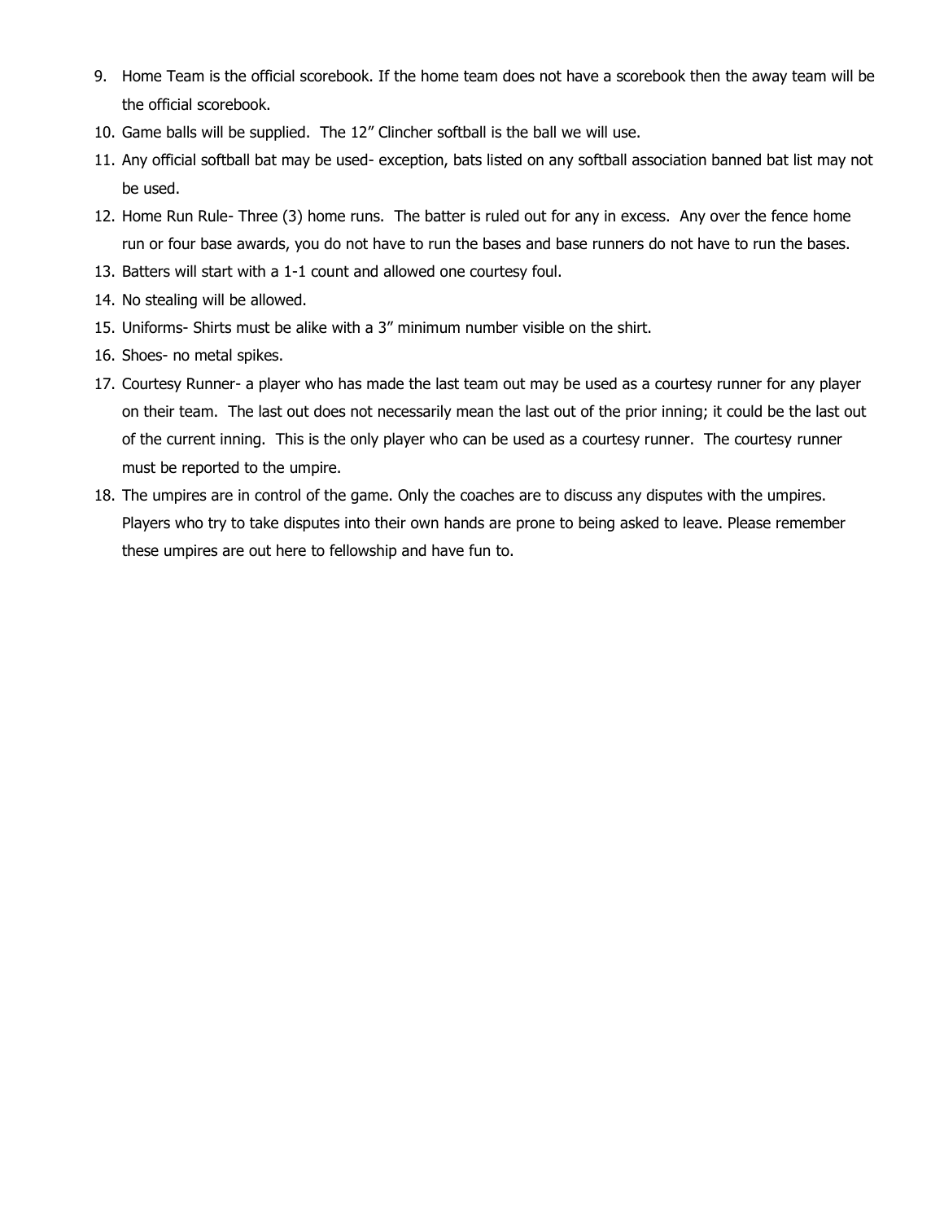9. Home Team is the official scorebook. If the home team does not have a scorebook then the away team will be the official scorebook.
10. Game balls will be supplied. The 12" Clincher softball is the ball we will use.
11. Any official softball bat may be used- exception, bats listed on any softball association banned bat list may not be used.
12. Home Run Rule- Three (3) home runs. The batter is ruled out for any in excess. Any over the fence home run or four base awards, you do not have to run the bases and base runners do not have to run the bases.
13. Batters will start with a 1-1 count and allowed one courtesy foul.
14. No stealing will be allowed.
15. Uniforms- Shirts must be alike with a 3" minimum number visible on the shirt.
16. Shoes- no metal spikes.
17. Courtesy Runner- a player who has made the last team out may be used as a courtesy runner for any player on their team. The last out does not necessarily mean the last out of the prior inning; it could be the last out of the current inning. This is the only player who can be used as a courtesy runner. The courtesy runner must be reported to the umpire.
18. The umpires are in control of the game. Only the coaches are to discuss any disputes with the umpires. Players who try to take disputes into their own hands are prone to being asked to leave. Please remember these umpires are out here to fellowship and have fun to.